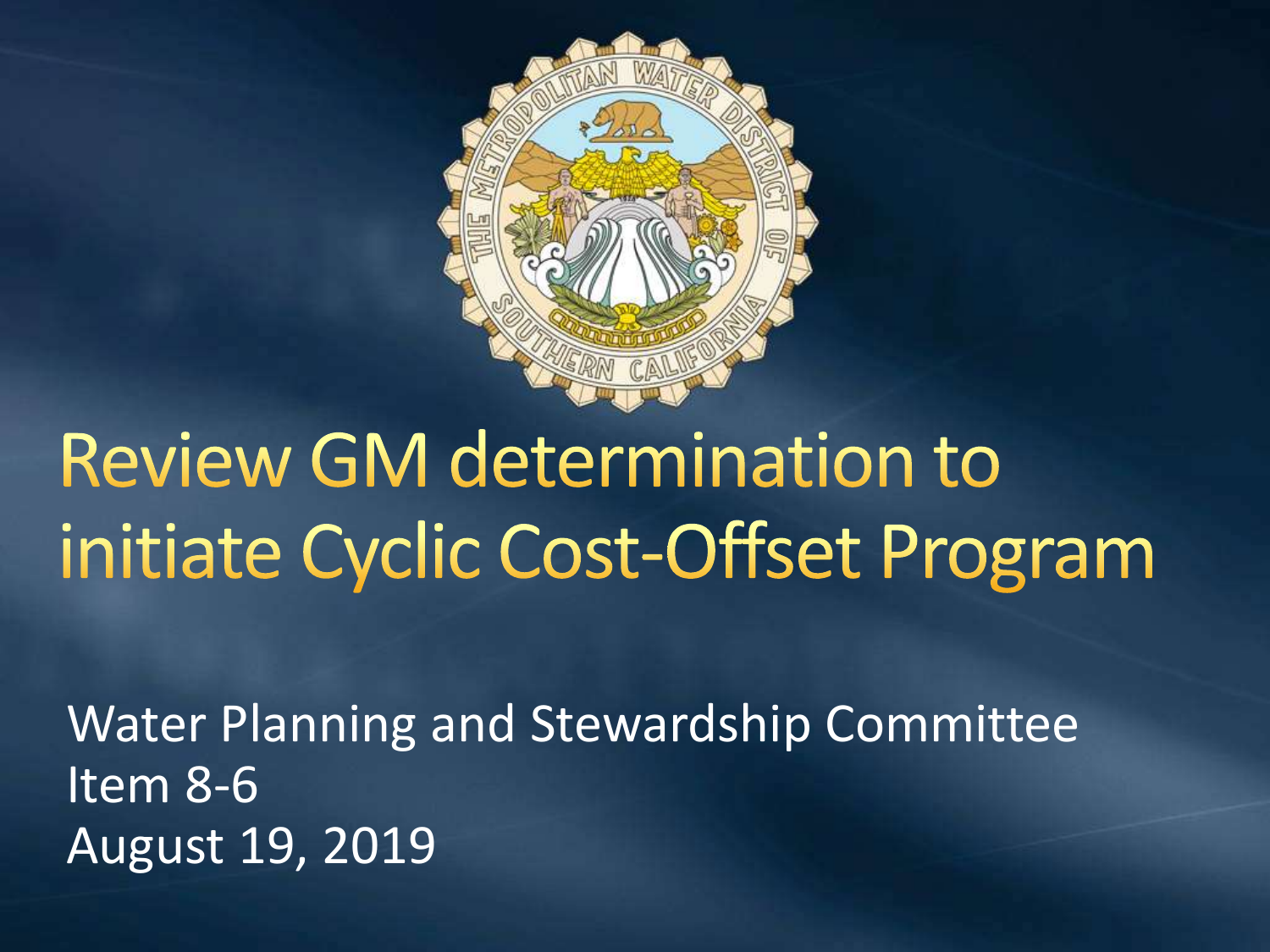# Review GM determination to initiate Cyclic Cost-Offset Program

Water Planning and Stewardship Committee
Item 8-6
August 19, 2019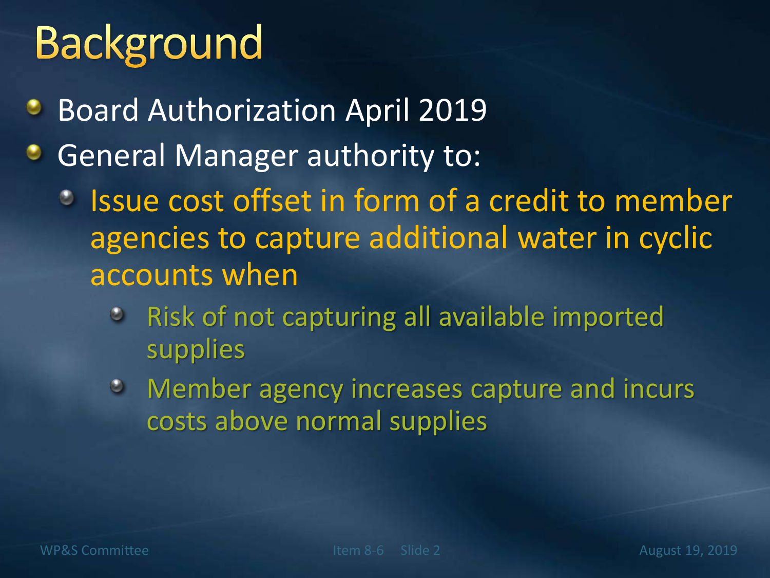# Background

- Board Authorization April 2019
- General Manager authority to:
  - Issue cost offset in form of a credit to member agencies to capture additional water in cyclic accounts when
    - Risk of not capturing all available imported supplies
    - Member agency increases capture and incurs costs above normal supplies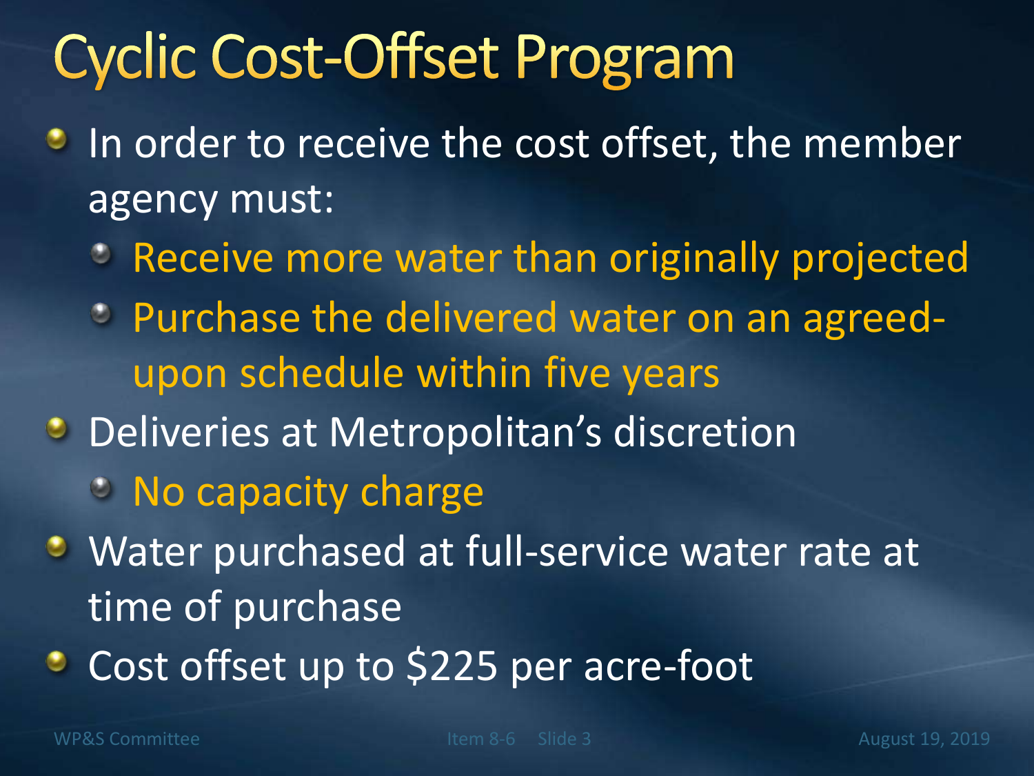# Cyclic Cost-Offset Program

- In order to receive the cost offset, the member agency must:
  - Receive more water than originally projected
  - Purchase the delivered water on an agreed-upon schedule within five years
- Deliveries at Metropolitan's discretion
  - No capacity charge
- Water purchased at full-service water rate at time of purchase
- Cost offset up to $225 per acre-foot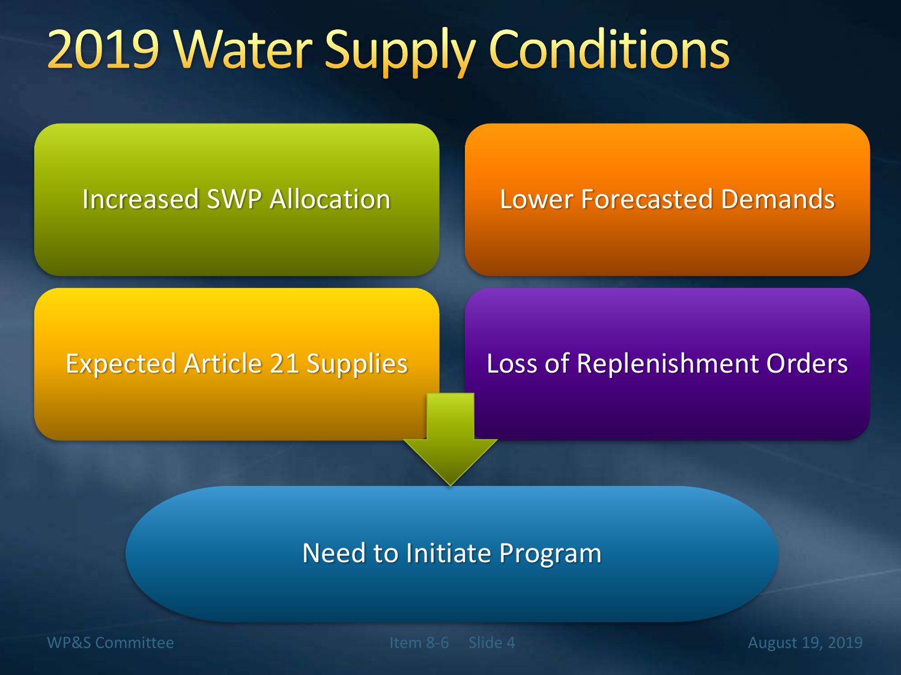# 2019 Water Supply Conditions

- Increased SWP Allocation
- Lower Forecasted Demands
- Expected Article 21 Supplies
- Loss of Replenishment Orders

Need to Initiate Program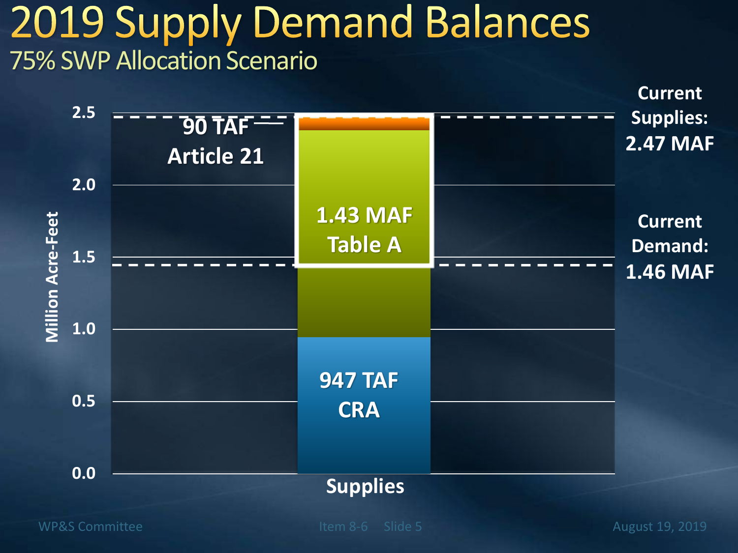# 2019 Supply Demand Balances

## 75% SWP Allocation Scenario

Million Acre-Feet

- 2.5
- 2.0
- 1.5
- 1.0
- 0.5
- 0.0

90 TAF
Article 21

1.43 MAF
Table A

947 TAF
CRA

Supplies

Current Supplies: 2.47 MAF

Current Demand: 1.46 MAF

WP&S Committee

Item 8-6 Slide 5

August 19, 2019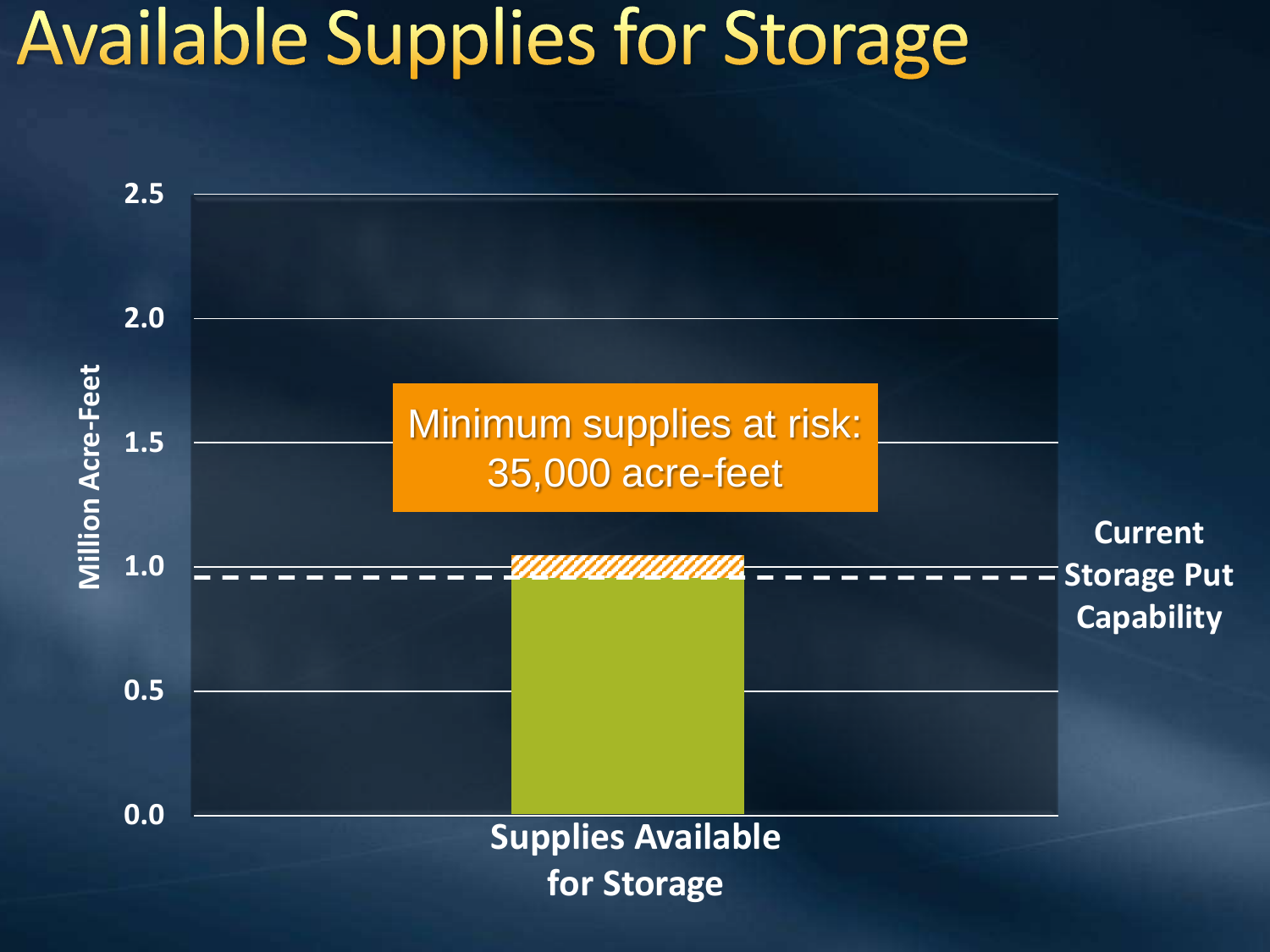# Available Supplies for Storage

Minimum supplies at risk: 35,000 acre-feet

Million Acre-Feet

2.5

2.0

1.5

1.0

0.5

0.0

Current Storage Put Capability

Supplies Available for Storage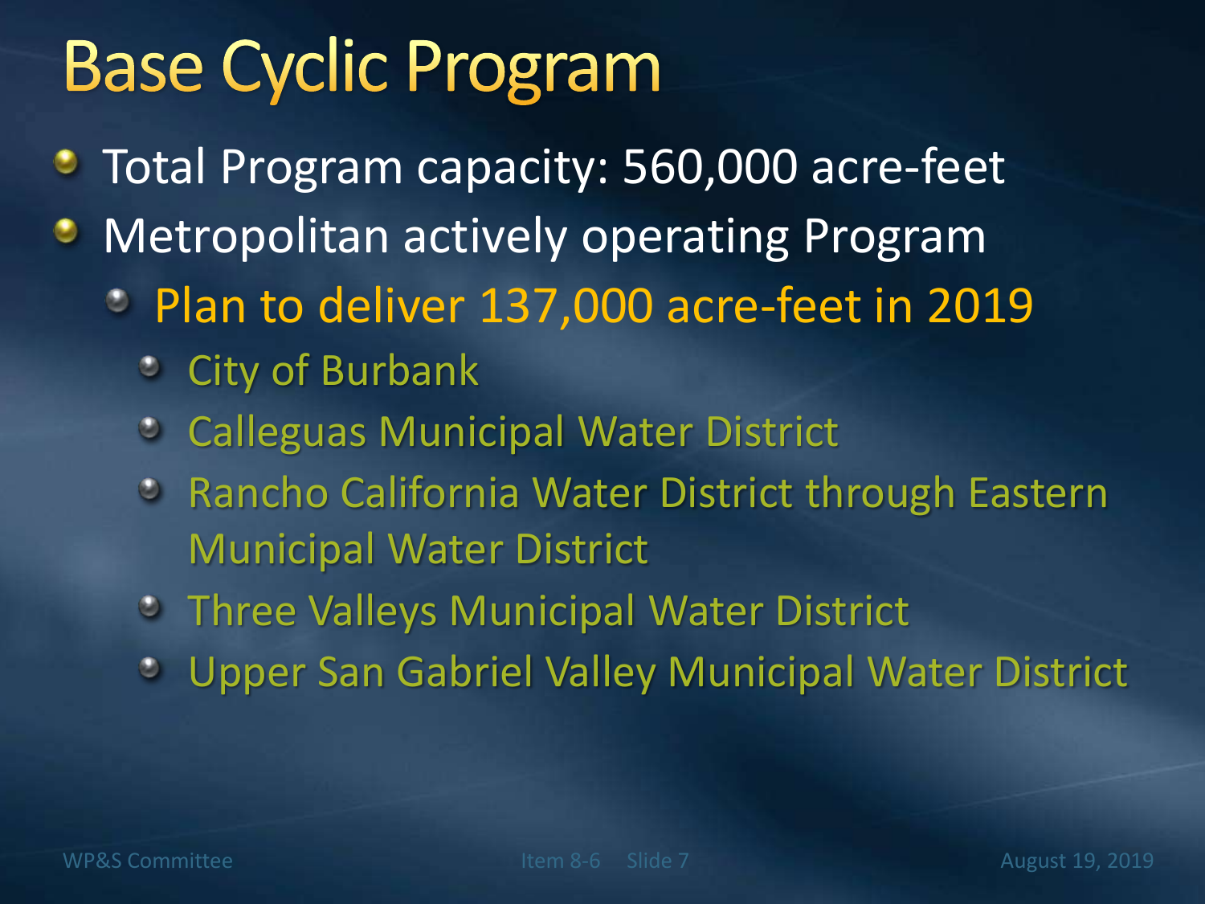# Base Cyclic Program

- Total Program capacity: 560,000 acre-feet
- Metropolitan actively operating Program
  - Plan to deliver 137,000 acre-feet in 2019
    - City of Burbank
    - Calleguas Municipal Water District
    - Rancho California Water District through Eastern Municipal Water District
    - Three Valleys Municipal Water District
    - Upper San Gabriel Valley Municipal Water District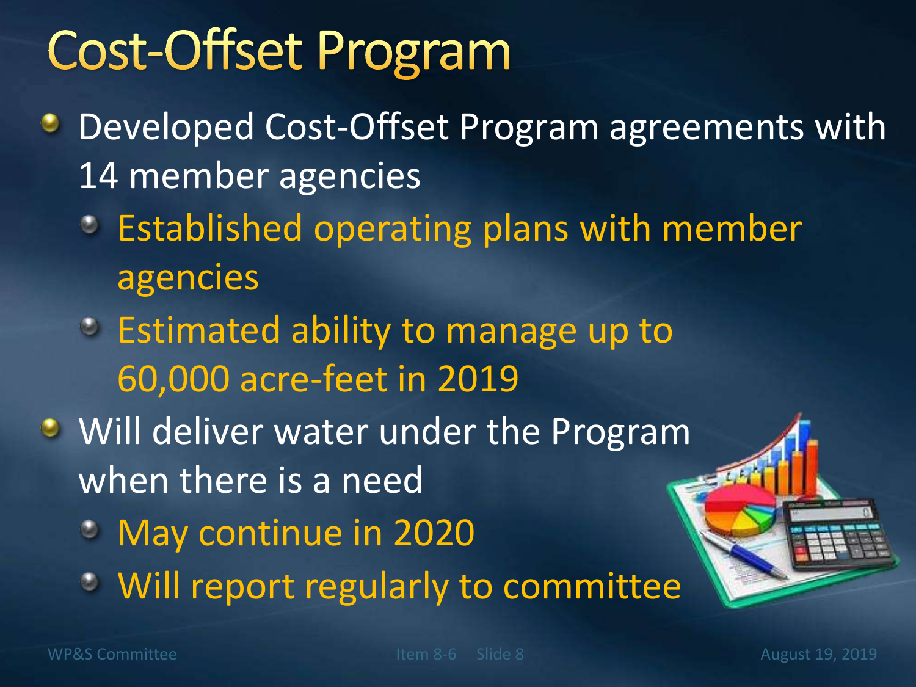# Cost-Offset Program

- Developed Cost-Offset Program agreements with 14 member agencies
  - Established operating plans with member agencies
  - Estimated ability to manage up to 60,000 acre-feet in 2019
- Will deliver water under the Program when there is a need
  - May continue in 2020
  - Will report regularly to committee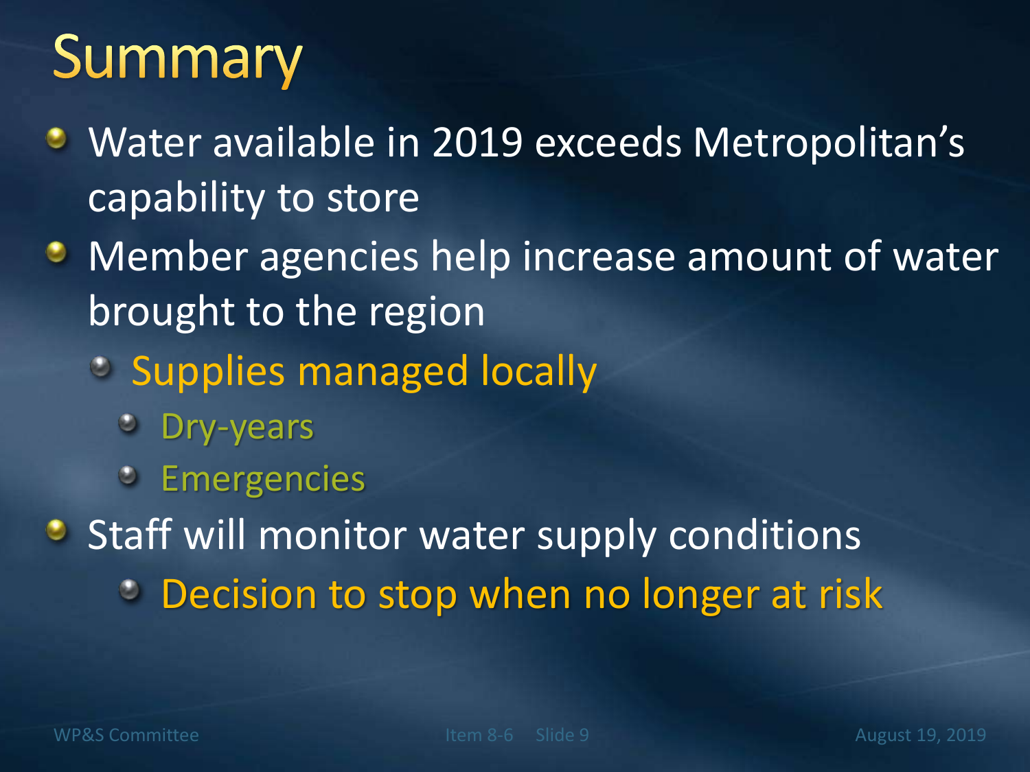# Summary

- Water available in 2019 exceeds Metropolitan's capability to store
- Member agencies help increase amount of water brought to the region
  - Supplies managed locally
    - Dry-years
    - Emergencies
- Staff will monitor water supply conditions
  - Decision to stop when no longer at risk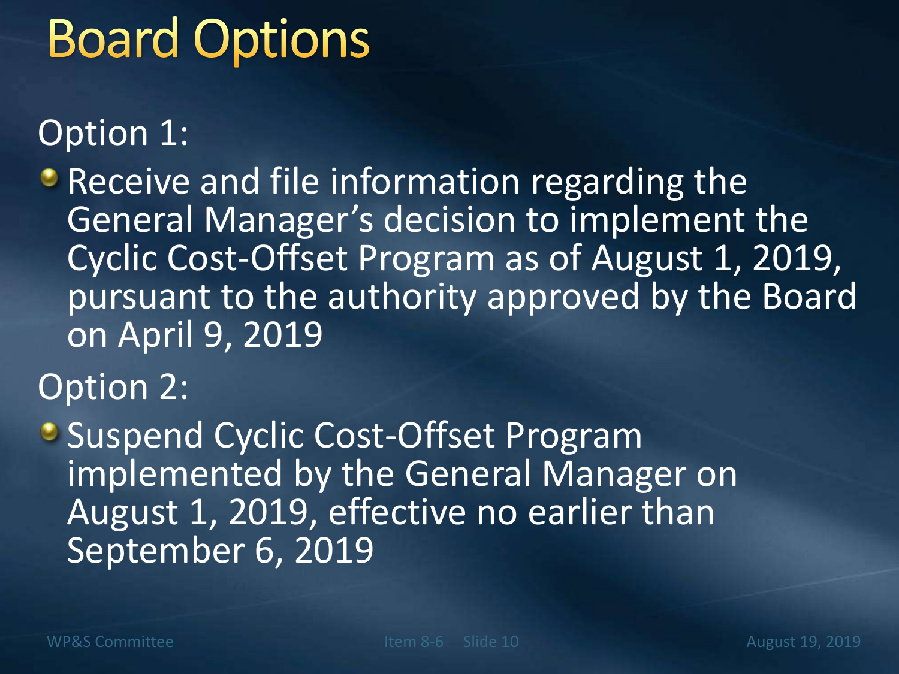# Board Options

Option 1:

- Receive and file information regarding the General Manager's decision to implement the Cyclic Cost-Offset Program as of August 1, 2019, pursuant to the authority approved by the Board on April 9, 2019

Option 2:

- Suspend Cyclic Cost-Offset Program implemented by the General Manager on August 1, 2019, effective no earlier than September 6, 2019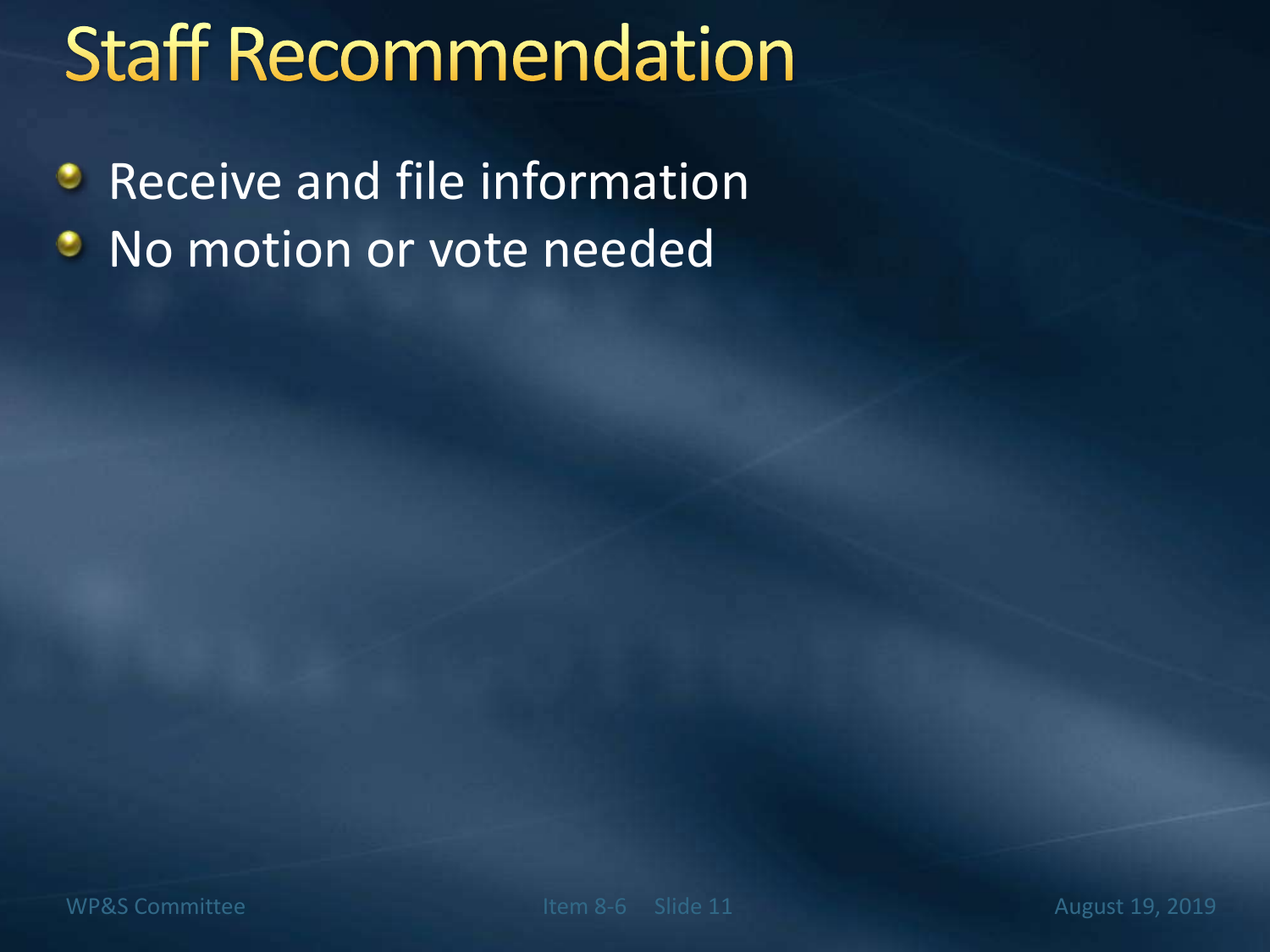# Staff Recommendation

- Receive and file information
- No motion or vote needed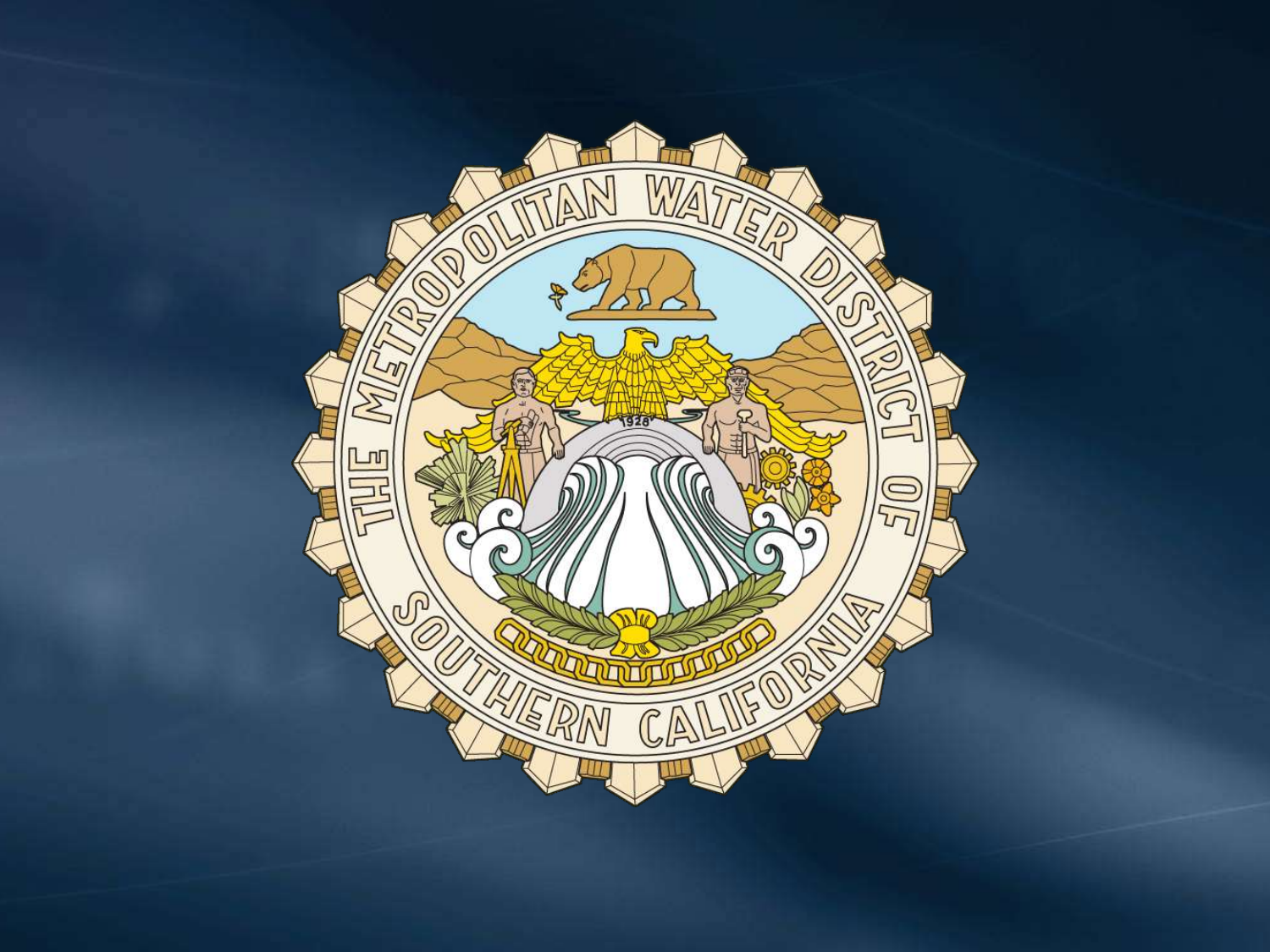THE METROPOLITAN WATER DISTRICT OF SOUTHERN CALIFORNIA

1928